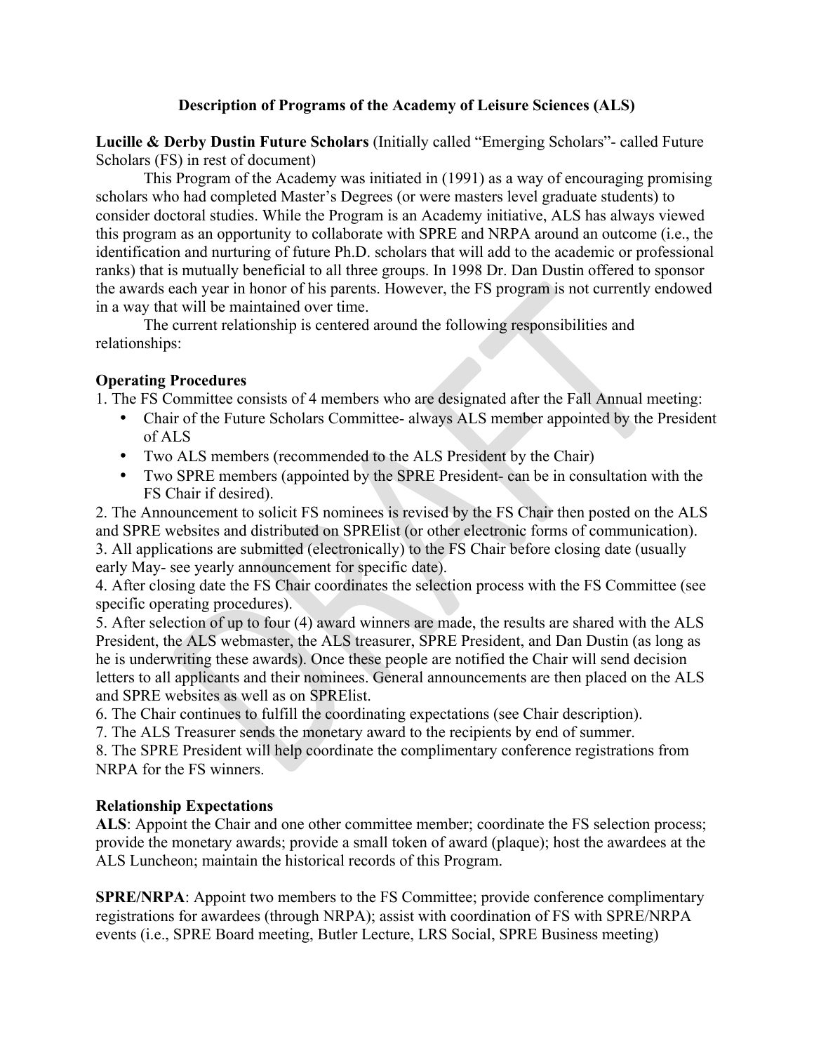# Description of Programs of the Academy of Leisure Sciences (ALS)

**Lucille & Derby Dustin Future Scholars** (Initially called "Emerging Scholars"- called Future Scholars (FS) in rest of document)

This Program of the Academy was initiated in (1991) as a way of encouraging promising scholars who had completed Master's Degrees (or were masters level graduate students) to consider doctoral studies. While the Program is an Academy initiative, ALS has always viewed this program as an opportunity to collaborate with SPRE and NRPA around an outcome (i.e., the identification and nurturing of future Ph.D. scholars that will add to the academic or professional ranks) that is mutually beneficial to all three groups. In 1998 Dr. Dan Dustin offered to sponsor the awards each year in honor of his parents. However, the FS program is not currently endowed in a way that will be maintained over time.

The current relationship is centered around the following responsibilities and relationships:

**Operating Procedures**

1. The FS Committee consists of 4 members who are designated after the Fall Annual meeting:
   - Chair of the Future Scholars Committee- always ALS member appointed by the President of ALS
   - Two ALS members (recommended to the ALS President by the Chair)
   - Two SPRE members (appointed by the SPRE President- can be in consultation with the FS Chair if desired).
2. The Announcement to solicit FS nominees is revised by the FS Chair then posted on the ALS and SPRE websites and distributed on SPRElist (or other electronic forms of communication).
3. All applications are submitted (electronically) to the FS Chair before closing date (usually early May- see yearly announcement for specific date).
4. After closing date the FS Chair coordinates the selection process with the FS Committee (see specific operating procedures).
5. After selection of up to four (4) award winners are made, the results are shared with the ALS President, the ALS webmaster, the ALS treasurer, SPRE President, and Dan Dustin (as long as he is underwriting these awards). Once these people are notified the Chair will send decision letters to all applicants and their nominees. General announcements are then placed on the ALS and SPRE websites as well as on SPRElist.
6. The Chair continues to fulfill the coordinating expectations (see Chair description).
7. The ALS Treasurer sends the monetary award to the recipients by end of summer.
8. The SPRE President will help coordinate the complimentary conference registrations from NRPA for the FS winners.

**Relationship Expectations**

**ALS**: Appoint the Chair and one other committee member; coordinate the FS selection process; provide the monetary awards; provide a small token of award (plaque); host the awardees at the ALS Luncheon; maintain the historical records of this Program.

**SPRE/NRPA**: Appoint two members to the FS Committee; provide conference complimentary registrations for awardees (through NRPA); assist with coordination of FS with SPRE/NRPA events (i.e., SPRE Board meeting, Butler Lecture, LRS Social, SPRE Business meeting)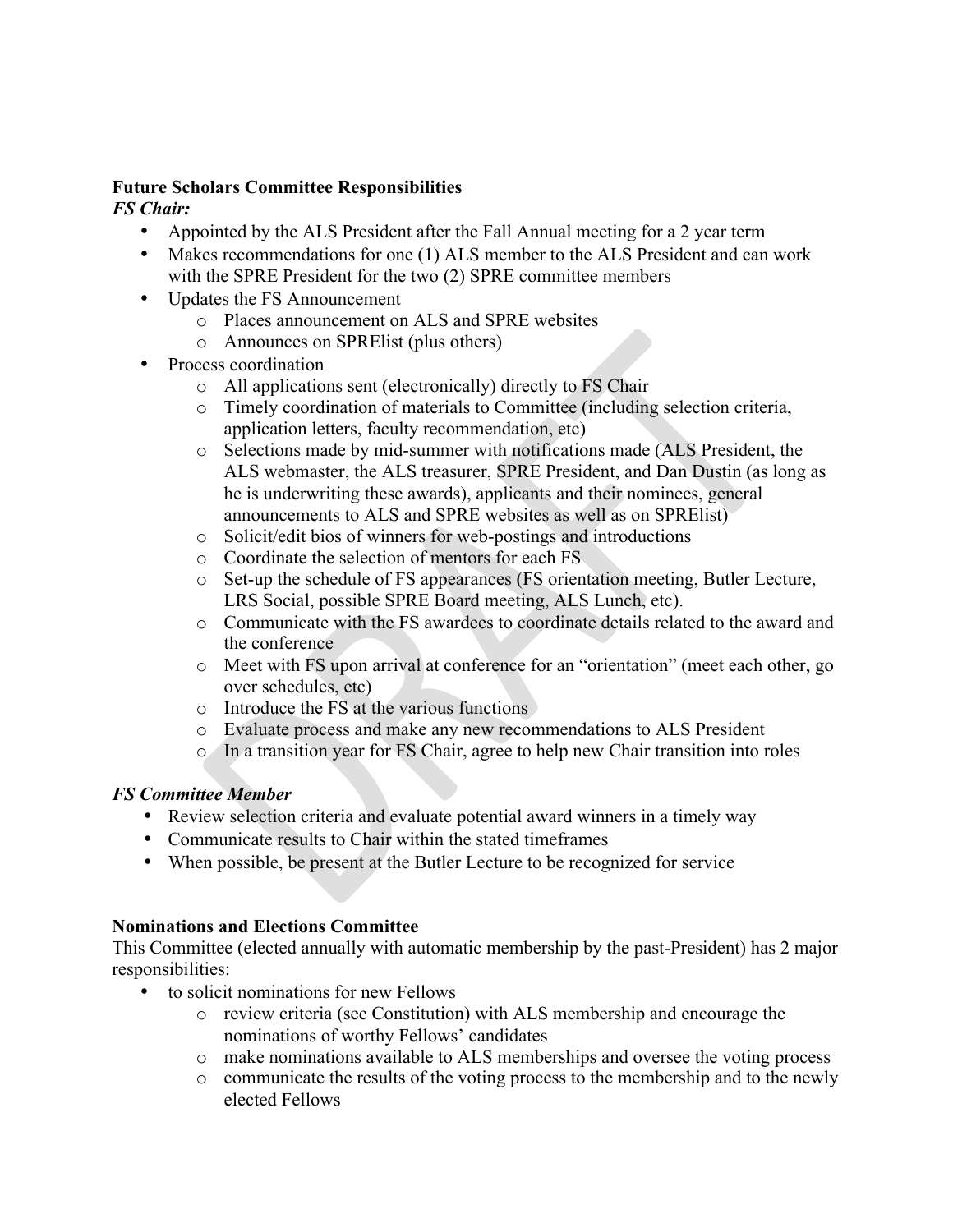**Future Scholars Committee Responsibilities**

***FS Chair:***

- Appointed by the ALS President after the Fall Annual meeting for a 2 year term
- Makes recommendations for one (1) ALS member to the ALS President and can work with the SPRE President for the two (2) SPRE committee members
- Updates the FS Announcement
  - Places announcement on ALS and SPRE websites
  - Announces on SPRElist (plus others)
- Process coordination
  - All applications sent (electronically) directly to FS Chair
  - Timely coordination of materials to Committee (including selection criteria, application letters, faculty recommendation, etc)
  - Selections made by mid-summer with notifications made (ALS President, the ALS webmaster, the ALS treasurer, SPRE President, and Dan Dustin (as long as he is underwriting these awards), applicants and their nominees, general announcements to ALS and SPRE websites as well as on SPRElist)
  - Solicit/edit bios of winners for web-postings and introductions
  - Coordinate the selection of mentors for each FS
  - Set-up the schedule of FS appearances (FS orientation meeting, Butler Lecture, LRS Social, possible SPRE Board meeting, ALS Lunch, etc).
  - Communicate with the FS awardees to coordinate details related to the award and the conference
  - Meet with FS upon arrival at conference for an "orientation" (meet each other, go over schedules, etc)
  - Introduce the FS at the various functions
  - Evaluate process and make any new recommendations to ALS President
  - In a transition year for FS Chair, agree to help new Chair transition into roles

***FS Committee Member***

- Review selection criteria and evaluate potential award winners in a timely way
- Communicate results to Chair within the stated timeframes
- When possible, be present at the Butler Lecture to be recognized for service

**Nominations and Elections Committee**

This Committee (elected annually with automatic membership by the past-President) has 2 major responsibilities:

- to solicit nominations for new Fellows
  - review criteria (see Constitution) with ALS membership and encourage the nominations of worthy Fellows' candidates
  - make nominations available to ALS memberships and oversee the voting process
  - communicate the results of the voting process to the membership and to the newly elected Fellows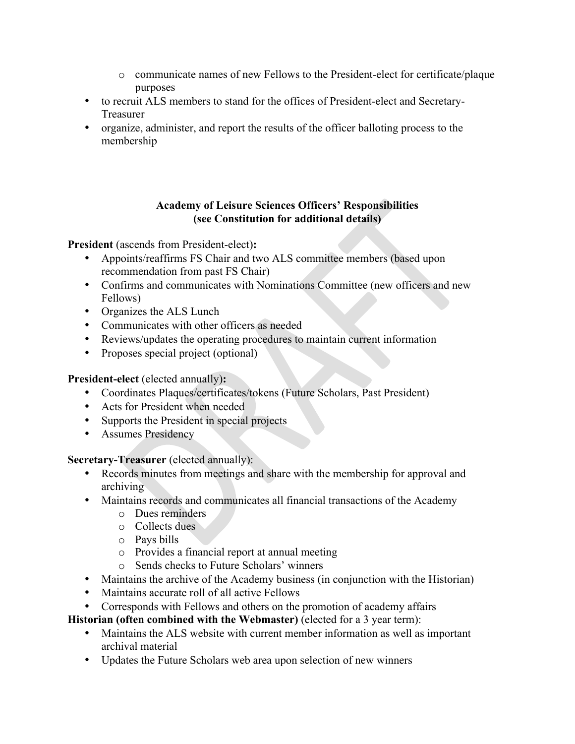- communicate names of new Fellows to the President-elect for certificate/plaque purposes
- to recruit ALS members to stand for the offices of President-elect and Secretary-Treasurer
- organize, administer, and report the results of the officer balloting process to the membership

**Academy of Leisure Sciences Officers' Responsibilities**
**(see Constitution for additional details)**

**President** (ascends from President-elect)**:**

- Appoints/reaffirms FS Chair and two ALS committee members (based upon recommendation from past FS Chair)
- Confirms and communicates with Nominations Committee (new officers and new Fellows)
- Organizes the ALS Lunch
- Communicates with other officers as needed
- Reviews/updates the operating procedures to maintain current information
- Proposes special project (optional)

**President-elect** (elected annually)**:**

- Coordinates Plaques/certificates/tokens (Future Scholars, Past President)
- Acts for President when needed
- Supports the President in special projects
- Assumes Presidency

**Secretary-Treasurer** (elected annually):

- Records minutes from meetings and share with the membership for approval and archiving
- Maintains records and communicates all financial transactions of the Academy
    - Dues reminders
    - Collects dues
    - Pays bills
    - Provides a financial report at annual meeting
    - Sends checks to Future Scholars' winners
- Maintains the archive of the Academy business (in conjunction with the Historian)
- Maintains accurate roll of all active Fellows
- Corresponds with Fellows and others on the promotion of academy affairs

**Historian (often combined with the Webmaster)** (elected for a 3 year term):

- Maintains the ALS website with current member information as well as important archival material
- Updates the Future Scholars web area upon selection of new winners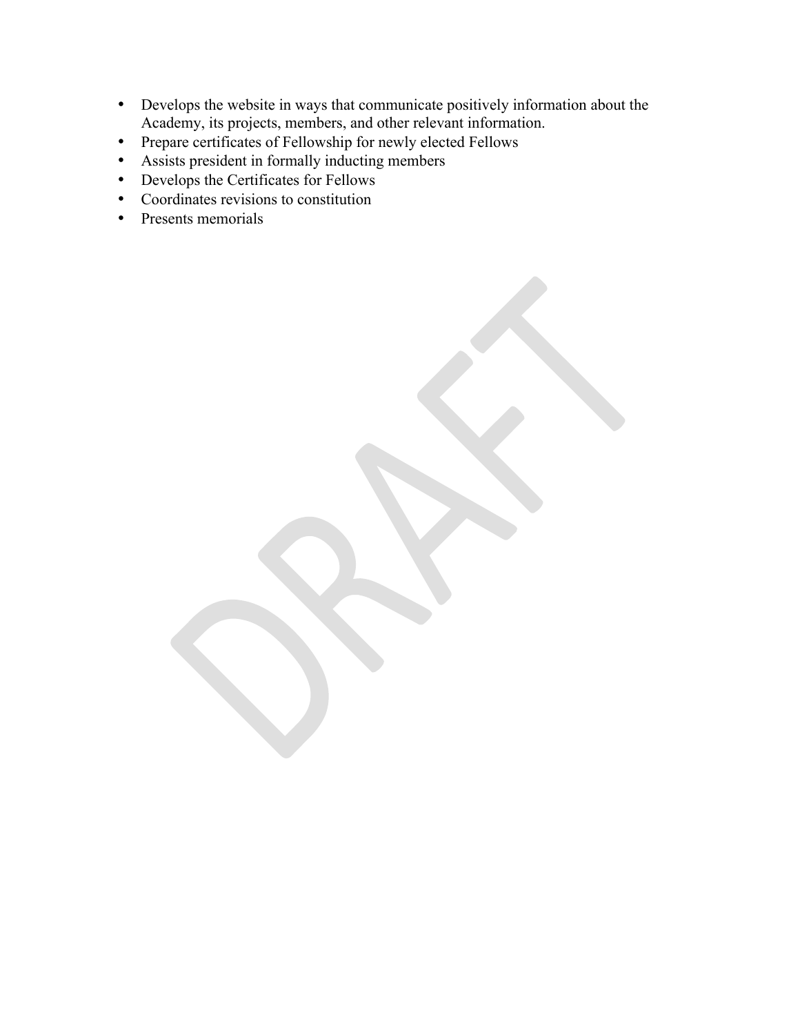- Develops the website in ways that communicate positively information about the Academy, its projects, members, and other relevant information.
- Prepare certificates of Fellowship for newly elected Fellows
- Assists president in formally inducting members
- Develops the Certificates for Fellows
- Coordinates revisions to constitution
- Presents memorials